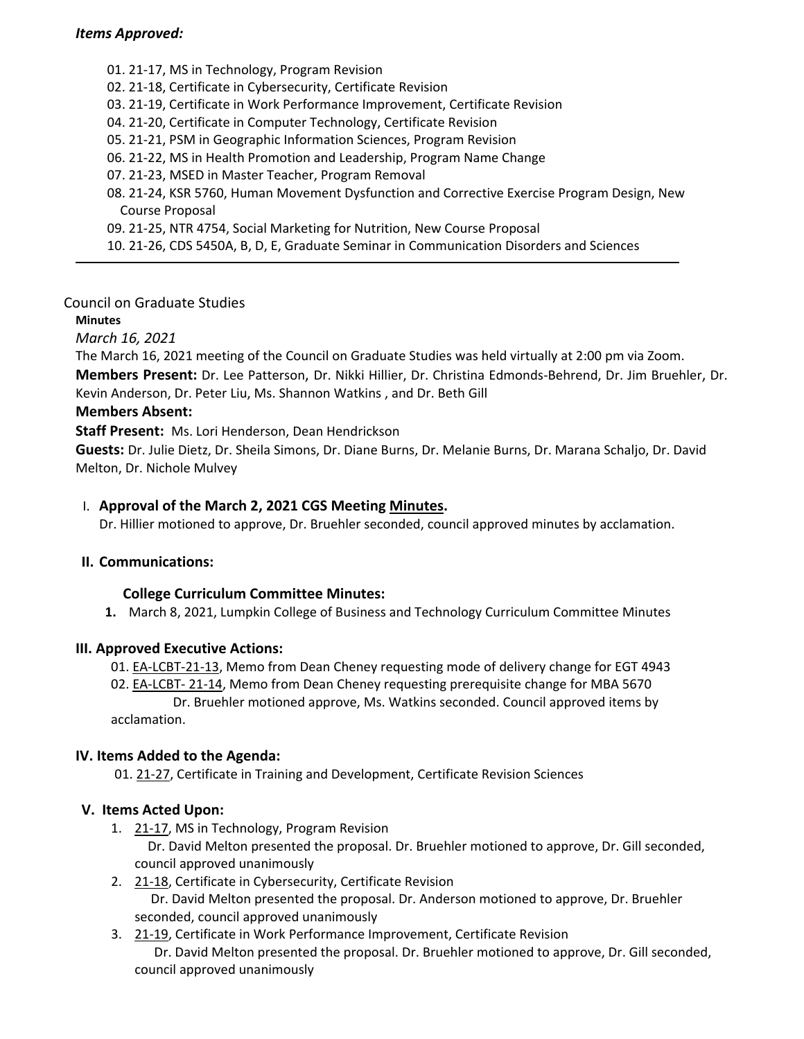***Items Approved:***

01. 21-17, MS in Technology, Program Revision
02. 21-18, Certificate in Cybersecurity, Certificate Revision
03. 21-19, Certificate in Work Performance Improvement, Certificate Revision
04. 21-20, Certificate in Computer Technology, Certificate Revision
05. 21-21, PSM in Geographic Information Sciences, Program Revision
06. 21-22, MS in Health Promotion and Leadership, Program Name Change
07. 21-23, MSED in Master Teacher, Program Removal
08. 21-24, KSR 5760, Human Movement Dysfunction and Corrective Exercise Program Design, New Course Proposal
09. 21-25, NTR 4754, Social Marketing for Nutrition, New Course Proposal
10. 21-26, CDS 5450A, B, D, E, Graduate Seminar in Communication Disorders and Sciences

---

Council on Graduate Studies

**Minutes**

*March 16, 2021*

The March 16, 2021 meeting of the Council on Graduate Studies was held virtually at 2:00 pm via Zoom.

**Members Present:** Dr. Lee Patterson, Dr. Nikki Hillier, Dr. Christina Edmonds-Behrend, Dr. Jim Bruehler, Dr. Kevin Anderson, Dr. Peter Liu, Ms. Shannon Watkins , and Dr. Beth Gill

**Members Absent:**

**Staff Present:** Ms. Lori Henderson, Dean Hendrickson

**Guests:** Dr. Julie Dietz, Dr. Sheila Simons, Dr. Diane Burns, Dr. Melanie Burns, Dr. Marana Schaljo, Dr. David Melton, Dr. Nichole Mulvey

## I. Approval of the March 2, 2021 CGS Meeting Minutes.

Dr. Hillier motioned to approve, Dr. Bruehler seconded, council approved minutes by acclamation.

## II. Communications:

**College Curriculum Committee Minutes:**

1. March 8, 2021, Lumpkin College of Business and Technology Curriculum Committee Minutes

## III. Approved Executive Actions:

01. EA-LCBT-21-13, Memo from Dean Cheney requesting mode of delivery change for EGT 4943
02. EA-LCBT- 21-14, Memo from Dean Cheney requesting prerequisite change for MBA 5670

Dr. Bruehler motioned approve, Ms. Watkins seconded. Council approved items by acclamation.

## IV. Items Added to the Agenda:

01. 21-27, Certificate in Training and Development, Certificate Revision Sciences

## V. Items Acted Upon:

1. 21-17, MS in Technology, Program Revision
   Dr. David Melton presented the proposal. Dr. Bruehler motioned to approve, Dr. Gill seconded, council approved unanimously
2. 21-18, Certificate in Cybersecurity, Certificate Revision
   Dr. David Melton presented the proposal. Dr. Anderson motioned to approve, Dr. Bruehler seconded, council approved unanimously
3. 21-19, Certificate in Work Performance Improvement, Certificate Revision
   Dr. David Melton presented the proposal. Dr. Bruehler motioned to approve, Dr. Gill seconded, council approved unanimously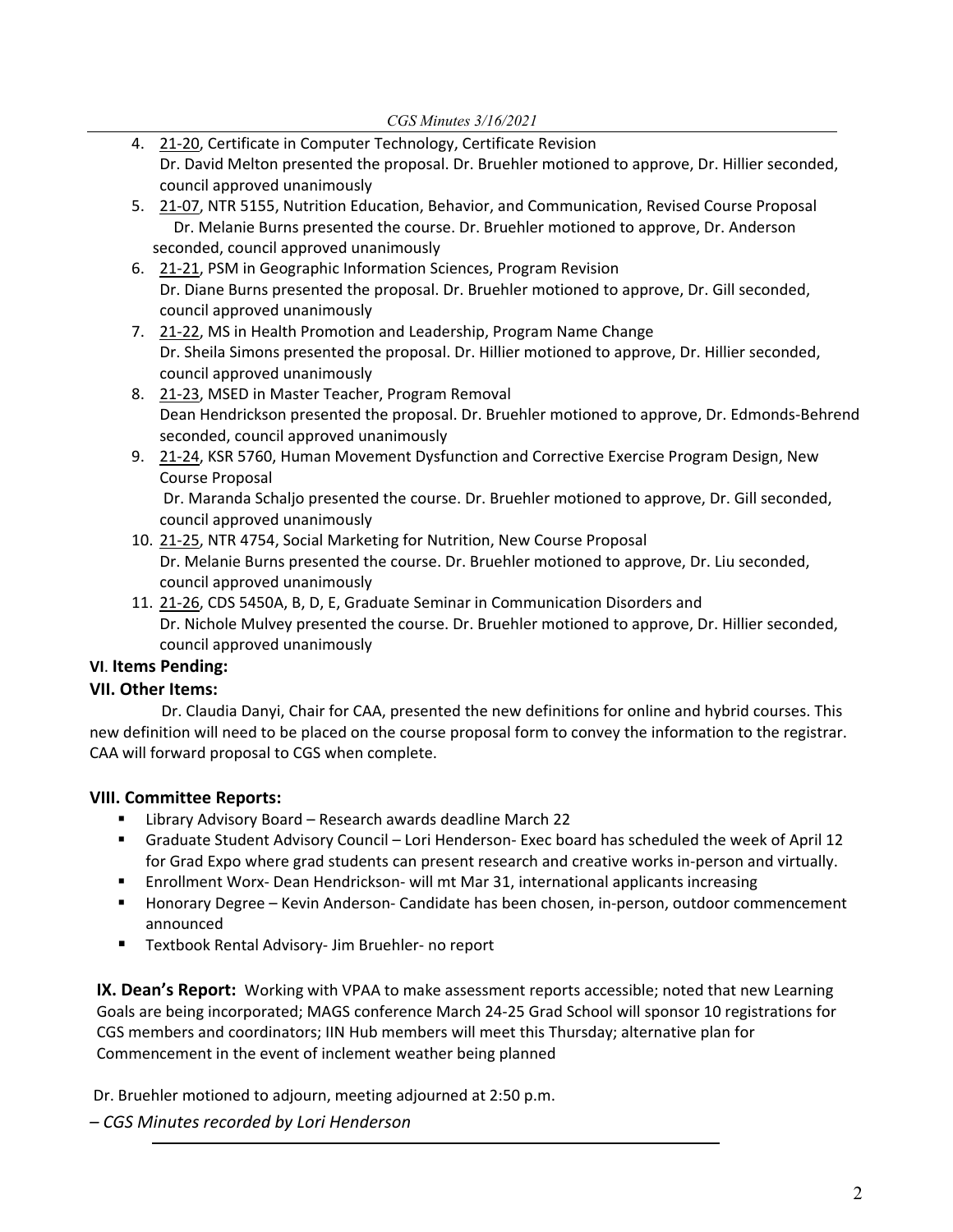4. 21-20, Certificate in Computer Technology, Certificate Revision
   Dr. David Melton presented the proposal. Dr. Bruehler motioned to approve, Dr. Hillier seconded, council approved unanimously
5. 21-07, NTR 5155, Nutrition Education, Behavior, and Communication, Revised Course Proposal
   Dr. Melanie Burns presented the course. Dr. Bruehler motioned to approve, Dr. Anderson seconded, council approved unanimously
6. 21-21, PSM in Geographic Information Sciences, Program Revision
   Dr. Diane Burns presented the proposal. Dr. Bruehler motioned to approve, Dr. Gill seconded, council approved unanimously
7. 21-22, MS in Health Promotion and Leadership, Program Name Change
   Dr. Sheila Simons presented the proposal. Dr. Hillier motioned to approve, Dr. Hillier seconded, council approved unanimously
8. 21-23, MSED in Master Teacher, Program Removal
   Dean Hendrickson presented the proposal. Dr. Bruehler motioned to approve, Dr. Edmonds-Behrend seconded, council approved unanimously
9. 21-24, KSR 5760, Human Movement Dysfunction and Corrective Exercise Program Design, New Course Proposal
   Dr. Maranda Schaljo presented the course. Dr. Bruehler motioned to approve, Dr. Gill seconded, council approved unanimously
10. 21-25, NTR 4754, Social Marketing for Nutrition, New Course Proposal
    Dr. Melanie Burns presented the course. Dr. Bruehler motioned to approve, Dr. Liu seconded, council approved unanimously
11. 21-26, CDS 5450A, B, D, E, Graduate Seminar in Communication Disorders and
    Dr. Nichole Mulvey presented the course. Dr. Bruehler motioned to approve, Dr. Hillier seconded, council approved unanimously

### VI. Items Pending:

### VII. Other Items:

Dr. Claudia Danyi, Chair for CAA, presented the new definitions for online and hybrid courses. This new definition will need to be placed on the course proposal form to convey the information to the registrar. CAA will forward proposal to CGS when complete.

### VIII. Committee Reports:

- Library Advisory Board – Research awards deadline March 22
- Graduate Student Advisory Council – Lori Henderson- Exec board has scheduled the week of April 12 for Grad Expo where grad students can present research and creative works in-person and virtually.
- Enrollment Worx- Dean Hendrickson- will mt Mar 31, international applicants increasing
- Honorary Degree – Kevin Anderson- Candidate has been chosen, in-person, outdoor commencement announced
- Textbook Rental Advisory- Jim Bruehler- no report

**IX. Dean's Report:** Working with VPAA to make assessment reports accessible; noted that new Learning Goals are being incorporated; MAGS conference March 24-25 Grad School will sponsor 10 registrations for CGS members and coordinators; IIN Hub members will meet this Thursday; alternative plan for Commencement in the event of inclement weather being planned

Dr. Bruehler motioned to adjourn, meeting adjourned at 2:50 p.m.

*– CGS Minutes recorded by Lori Henderson*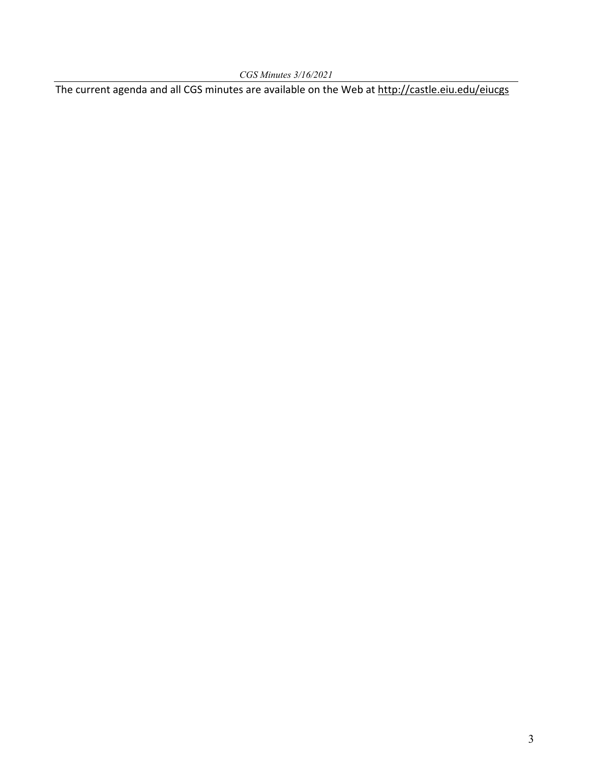The current agenda and all CGS minutes are available on the Web at http://castle.eiu.edu/eiucgs